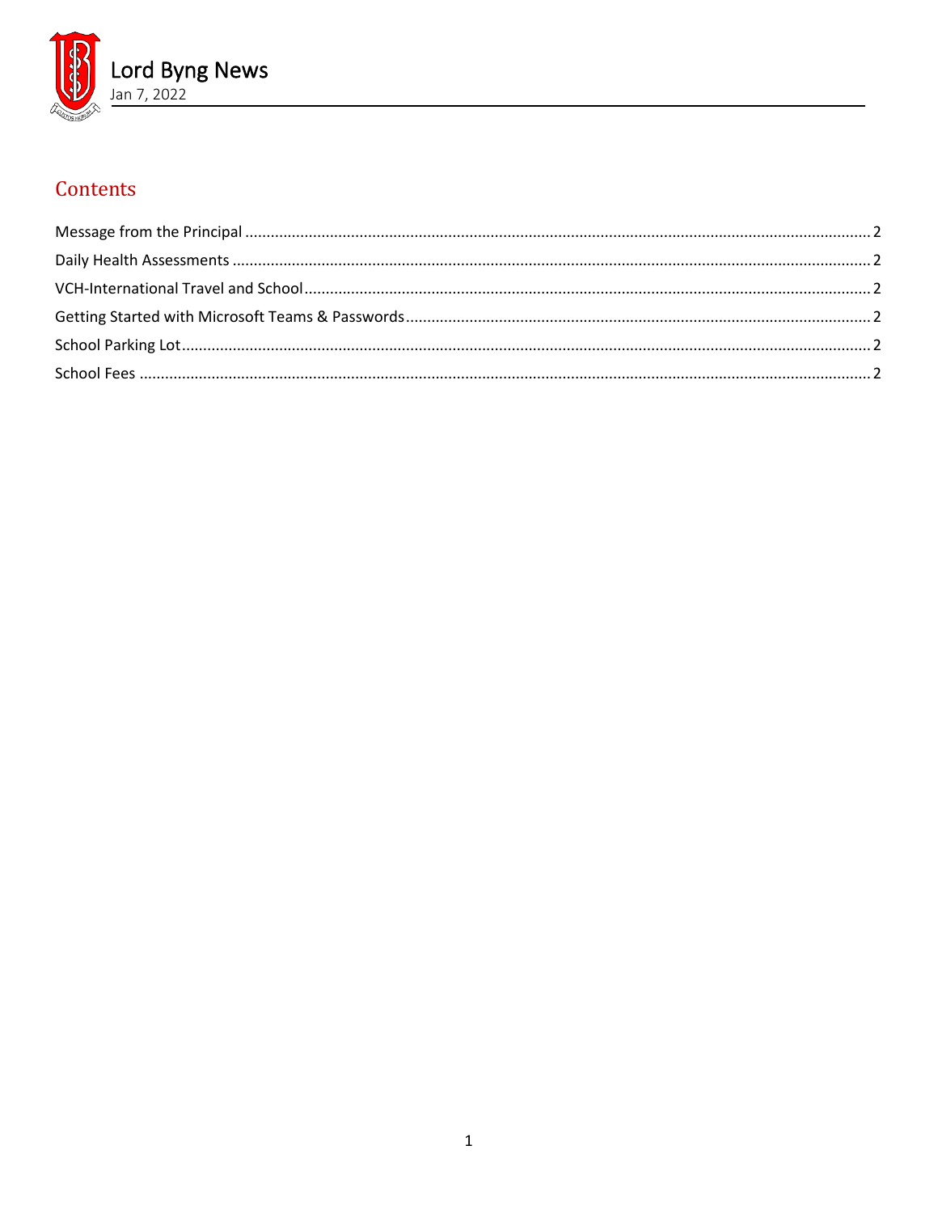# Lord Byng News

Jan 7, 2022

## Contents

Message from the Principal ........ 2

Daily Health Assessments ........ 2

VCH-International Travel and School ........ 2

Getting Started with Microsoft Teams & Passwords ........ 2

School Parking Lot ........ 2

School Fees ........ 2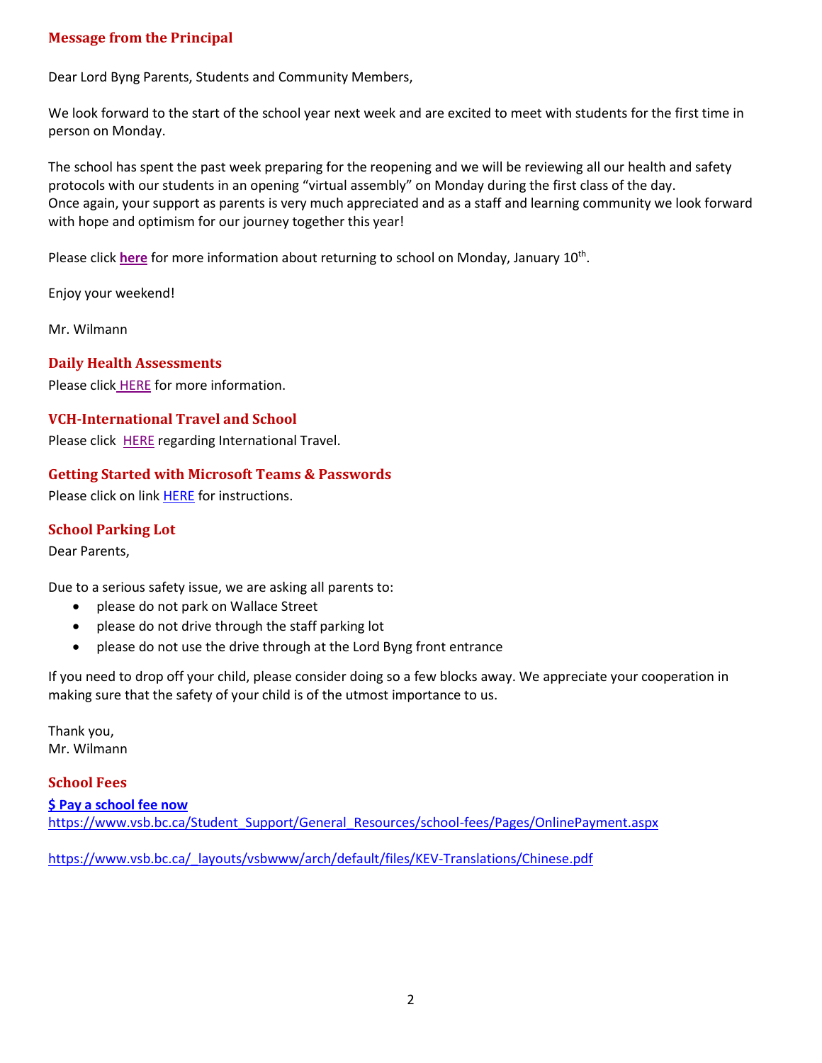## Message from the Principal

Dear Lord Byng Parents, Students and Community Members,

We look forward to the start of the school year next week and are excited to meet with students for the first time in person on Monday.

The school has spent the past week preparing for the reopening and we will be reviewing all our health and safety protocols with our students in an opening "virtual assembly" on Monday during the first class of the day.
Once again, your support as parents is very much appreciated and as a staff and learning community we look forward with hope and optimism for our journey together this year!

Please click **here** for more information about returning to school on Monday, January 10th.

Enjoy your weekend!

Mr. Wilmann

## Daily Health Assessments

Please click HERE for more information.

## VCH-International Travel and School

Please click HERE regarding International Travel.

## Getting Started with Microsoft Teams & Passwords

Please click on link HERE for instructions.

## School Parking Lot

Dear Parents,

Due to a serious safety issue, we are asking all parents to:

- please do not park on Wallace Street
- please do not drive through the staff parking lot
- please do not use the drive through at the Lord Byng front entrance

If you need to drop off your child, please consider doing so a few blocks away. We appreciate your cooperation in making sure that the safety of your child is of the utmost importance to us.

Thank you,
Mr. Wilmann

## School Fees

**$ Pay a school fee now**
https://www.vsb.bc.ca/Student_Support/General_Resources/school-fees/Pages/OnlinePayment.aspx

https://www.vsb.bc.ca/_layouts/vsbwww/arch/default/files/KEV-Translations/Chinese.pdf